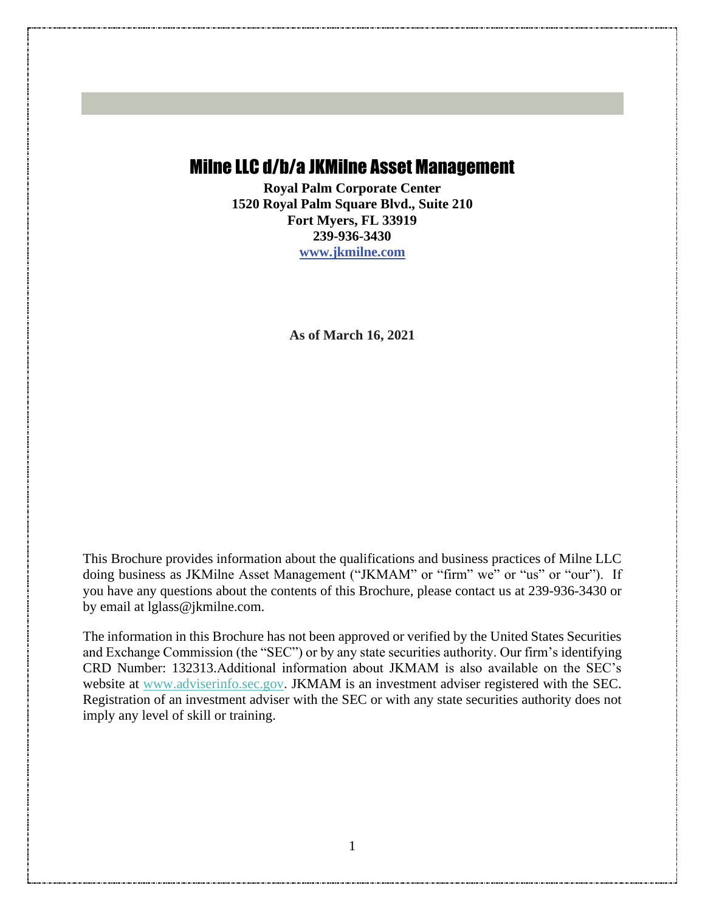# Milne LLC d/b/a JKMilne Asset Management

**Royal Palm Corporate Center**
**1520 Royal Palm Square Blvd., Suite 210**
**Fort Myers, FL 33919**
**239-936-3430**
**www.jkmilne.com**

**As of March 16, 2021**

This Brochure provides information about the qualifications and business practices of Milne LLC doing business as JKMilne Asset Management ("JKMAM" or "firm" we" or "us" or "our"). If you have any questions about the contents of this Brochure, please contact us at 239-936-3430 or by email at lglass@jkmilne.com.

The information in this Brochure has not been approved or verified by the United States Securities and Exchange Commission (the "SEC") or by any state securities authority. Our firm's identifying CRD Number: 132313.Additional information about JKMAM is also available on the SEC's website at www.adviserinfo.sec.gov. JKMAM is an investment adviser registered with the SEC. Registration of an investment adviser with the SEC or with any state securities authority does not imply any level of skill or training.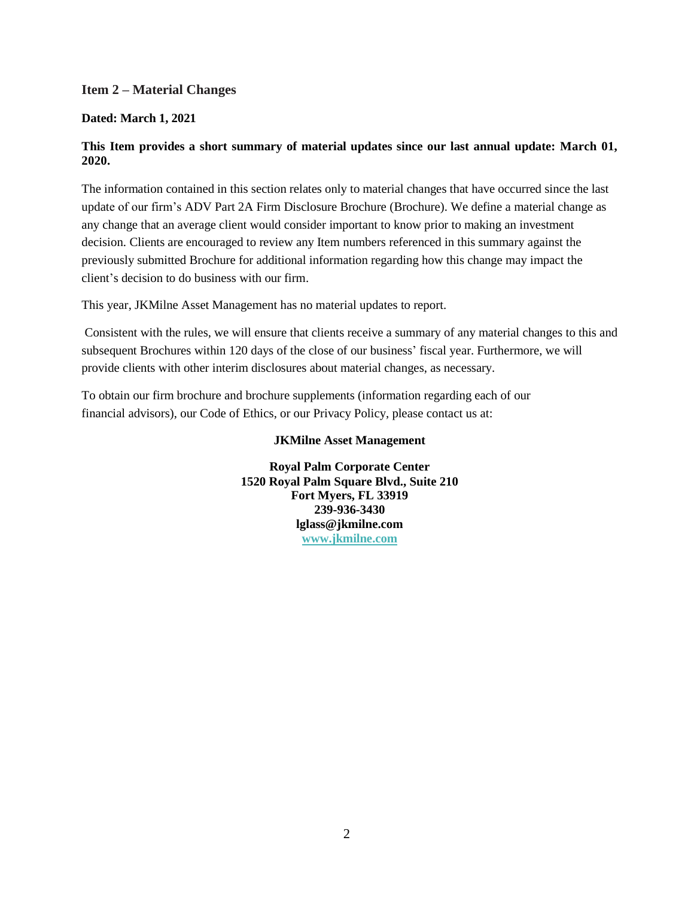## Item 2 – Material Changes

**Dated: March 1, 2021**

**This Item provides a short summary of material updates since our last annual update: March 01, 2020.**

The information contained in this section relates only to material changes that have occurred since the last update of our firm's ADV Part 2A Firm Disclosure Brochure (Brochure). We define a material change as any change that an average client would consider important to know prior to making an investment decision. Clients are encouraged to review any Item numbers referenced in this summary against the previously submitted Brochure for additional information regarding how this change may impact the client's decision to do business with our firm.

This year, JKMilne Asset Management has no material updates to report.

Consistent with the rules, we will ensure that clients receive a summary of any material changes to this and subsequent Brochures within 120 days of the close of our business' fiscal year. Furthermore, we will provide clients with other interim disclosures about material changes, as necessary.

To obtain our firm brochure and brochure supplements (information regarding each of our financial advisors), our Code of Ethics, or our Privacy Policy, please contact us at:

**JKMilne Asset Management**

**Royal Palm Corporate Center**
**1520 Royal Palm Square Blvd., Suite 210**
**Fort Myers, FL 33919**
**239-936-3430**
**lglass@jkmilne.com**
**www.jkmilne.com**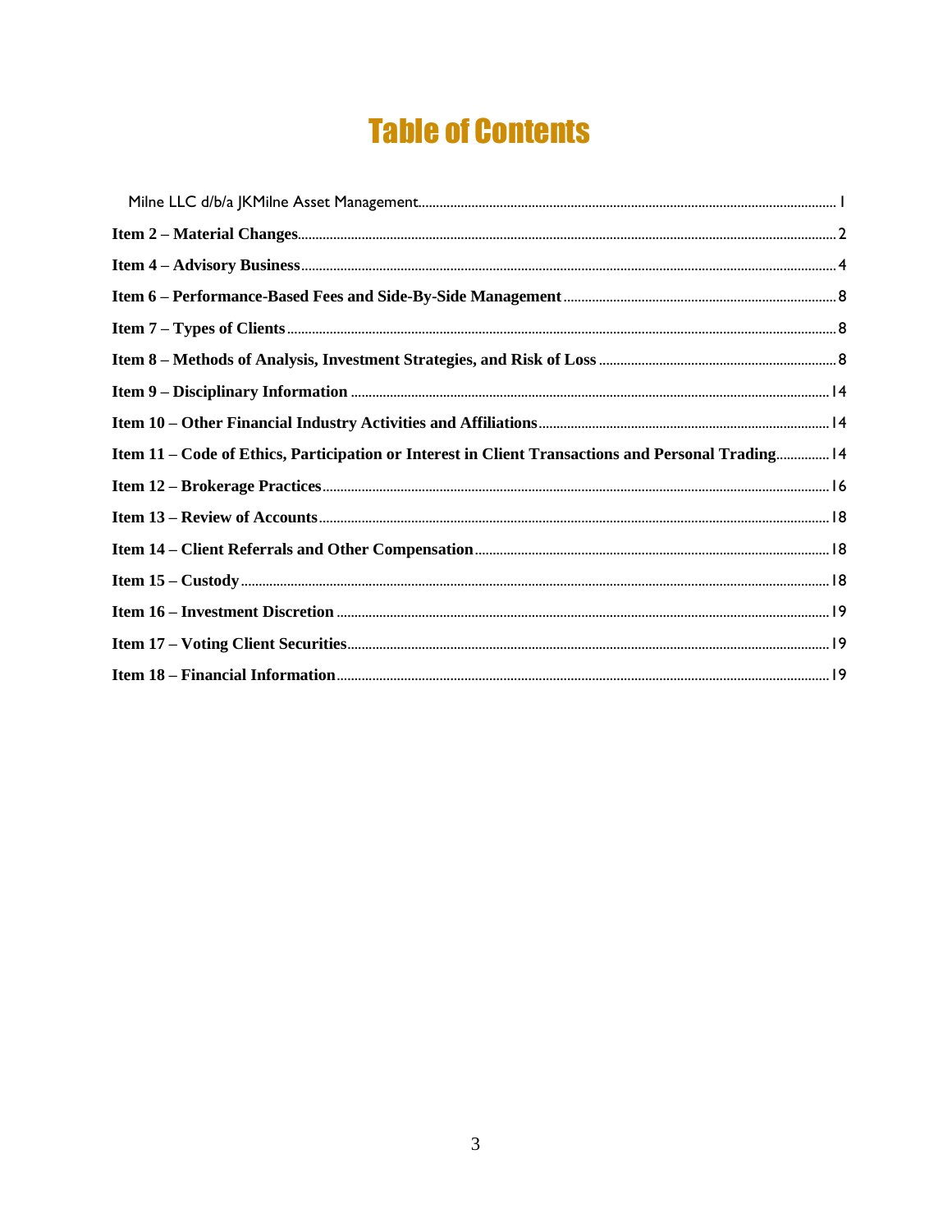# Table of Contents

Milne LLC d/b/a JKMilne Asset Management ........ 1

**Item 2 – Material Changes** ........ 2

**Item 4 – Advisory Business** ........ 4

**Item 6 – Performance-Based Fees and Side-By-Side Management** ........ 8

**Item 7 – Types of Clients** ........ 8

**Item 8 – Methods of Analysis, Investment Strategies, and Risk of Loss** ........ 8

**Item 9 – Disciplinary Information** ........ 14

**Item 10 – Other Financial Industry Activities and Affiliations** ........ 14

**Item 11 – Code of Ethics, Participation or Interest in Client Transactions and Personal Trading** ........ 14

**Item 12 – Brokerage Practices** ........ 16

**Item 13 – Review of Accounts** ........ 18

**Item 14 – Client Referrals and Other Compensation** ........ 18

**Item 15 – Custody** ........ 18

**Item 16 – Investment Discretion** ........ 19

**Item 17 – Voting Client Securities** ........ 19

**Item 18 – Financial Information** ........ 19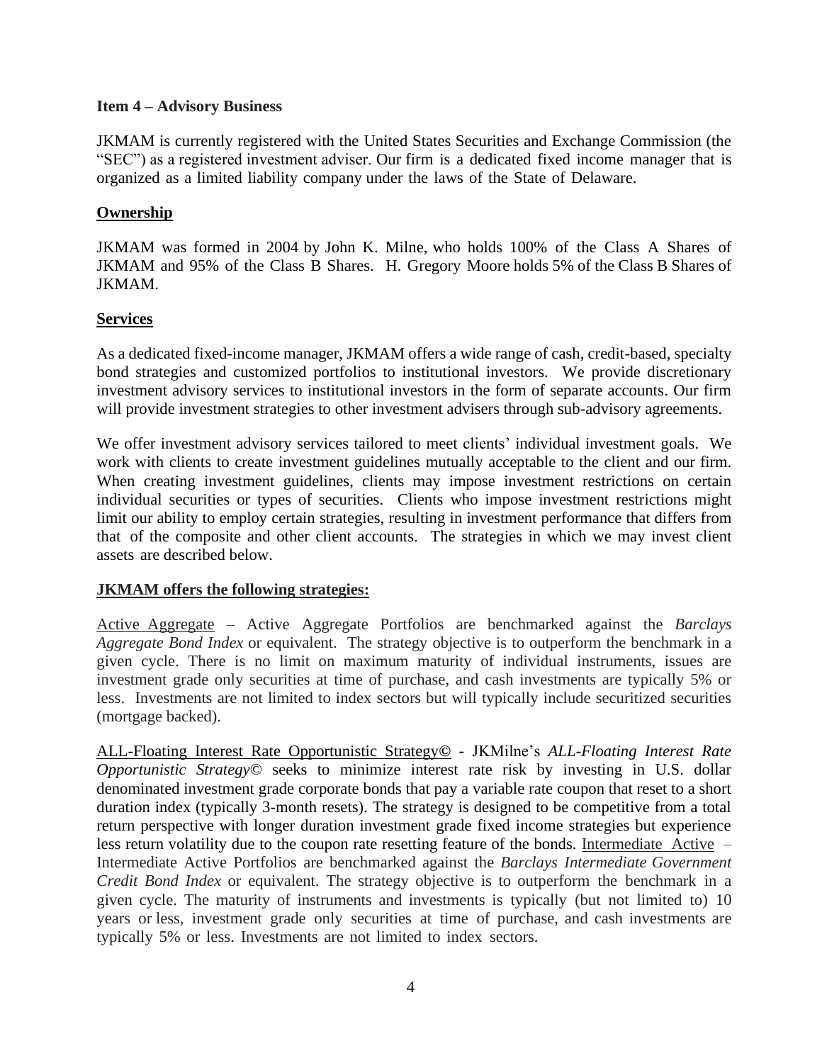**Item 4 – Advisory Business**

JKMAM is currently registered with the United States Securities and Exchange Commission (the "SEC") as a registered investment adviser. Our firm is a dedicated fixed income manager that is organized as a limited liability company under the laws of the State of Delaware.

**Ownership**

JKMAM was formed in 2004 by John K. Milne, who holds 100% of the Class A Shares of JKMAM and 95% of the Class B Shares. H. Gregory Moore holds 5% of the Class B Shares of JKMAM.

**Services**

As a dedicated fixed-income manager, JKMAM offers a wide range of cash, credit-based, specialty bond strategies and customized portfolios to institutional investors. We provide discretionary investment advisory services to institutional investors in the form of separate accounts. Our firm will provide investment strategies to other investment advisers through sub-advisory agreements.

We offer investment advisory services tailored to meet clients' individual investment goals. We work with clients to create investment guidelines mutually acceptable to the client and our firm. When creating investment guidelines, clients may impose investment restrictions on certain individual securities or types of securities. Clients who impose investment restrictions might limit our ability to employ certain strategies, resulting in investment performance that differs from that of the composite and other client accounts. The strategies in which we may invest client assets are described below.

**JKMAM offers the following strategies:**

Active Aggregate – Active Aggregate Portfolios are benchmarked against the *Barclays Aggregate Bond Index* or equivalent. The strategy objective is to outperform the benchmark in a given cycle. There is no limit on maximum maturity of individual instruments, issues are investment grade only securities at time of purchase, and cash investments are typically 5% or less. Investments are not limited to index sectors but will typically include securitized securities (mortgage backed).

ALL-Floating Interest Rate Opportunistic Strategy© - JKMilne's *ALL-Floating Interest Rate Opportunistic Strategy*© seeks to minimize interest rate risk by investing in U.S. dollar denominated investment grade corporate bonds that pay a variable rate coupon that reset to a short duration index (typically 3-month resets). The strategy is designed to be competitive from a total return perspective with longer duration investment grade fixed income strategies but experience less return volatility due to the coupon rate resetting feature of the bonds. Intermediate Active – Intermediate Active Portfolios are benchmarked against the *Barclays Intermediate Government Credit Bond Index* or equivalent. The strategy objective is to outperform the benchmark in a given cycle. The maturity of instruments and investments is typically (but not limited to) 10 years or less, investment grade only securities at time of purchase, and cash investments are typically 5% or less. Investments are not limited to index sectors.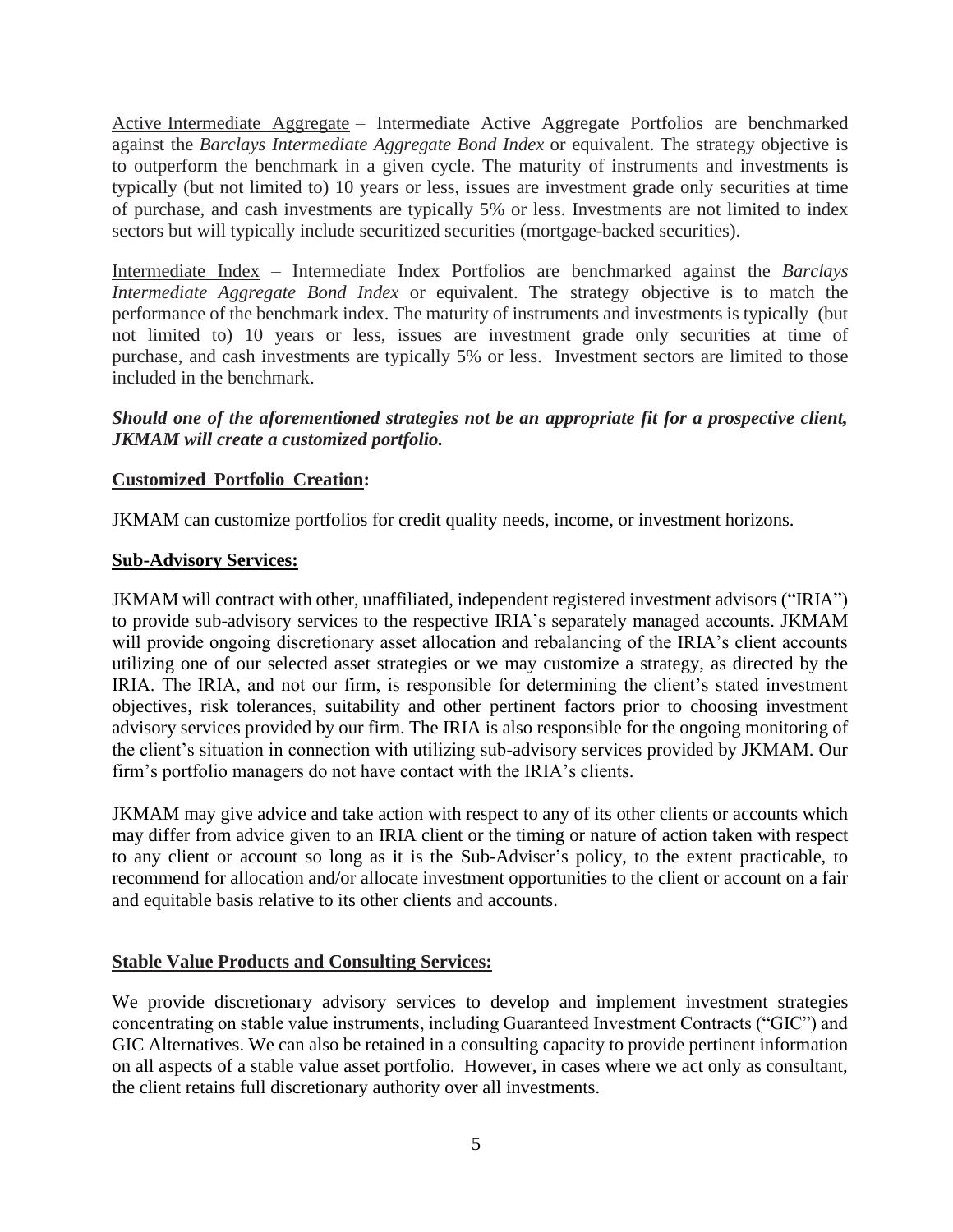Active Intermediate Aggregate – Intermediate Active Aggregate Portfolios are benchmarked against the *Barclays Intermediate Aggregate Bond Index* or equivalent. The strategy objective is to outperform the benchmark in a given cycle. The maturity of instruments and investments is typically (but not limited to) 10 years or less, issues are investment grade only securities at time of purchase, and cash investments are typically 5% or less. Investments are not limited to index sectors but will typically include securitized securities (mortgage-backed securities).

Intermediate Index – Intermediate Index Portfolios are benchmarked against the *Barclays Intermediate Aggregate Bond Index* or equivalent. The strategy objective is to match the performance of the benchmark index. The maturity of instruments and investments is typically (but not limited to) 10 years or less, issues are investment grade only securities at time of purchase, and cash investments are typically 5% or less. Investment sectors are limited to those included in the benchmark.

***Should one of the aforementioned strategies not be an appropriate fit for a prospective client, JKMAM will create a customized portfolio.***

**Customized Portfolio Creation:**

JKMAM can customize portfolios for credit quality needs, income, or investment horizons.

**Sub-Advisory Services:**

JKMAM will contract with other, unaffiliated, independent registered investment advisors ("IRIA") to provide sub-advisory services to the respective IRIA's separately managed accounts. JKMAM will provide ongoing discretionary asset allocation and rebalancing of the IRIA's client accounts utilizing one of our selected asset strategies or we may customize a strategy, as directed by the IRIA. The IRIA, and not our firm, is responsible for determining the client's stated investment objectives, risk tolerances, suitability and other pertinent factors prior to choosing investment advisory services provided by our firm. The IRIA is also responsible for the ongoing monitoring of the client's situation in connection with utilizing sub-advisory services provided by JKMAM. Our firm's portfolio managers do not have contact with the IRIA's clients.

JKMAM may give advice and take action with respect to any of its other clients or accounts which may differ from advice given to an IRIA client or the timing or nature of action taken with respect to any client or account so long as it is the Sub-Adviser's policy, to the extent practicable, to recommend for allocation and/or allocate investment opportunities to the client or account on a fair and equitable basis relative to its other clients and accounts.

**Stable Value Products and Consulting Services:**

We provide discretionary advisory services to develop and implement investment strategies concentrating on stable value instruments, including Guaranteed Investment Contracts ("GIC") and GIC Alternatives. We can also be retained in a consulting capacity to provide pertinent information on all aspects of a stable value asset portfolio. However, in cases where we act only as consultant, the client retains full discretionary authority over all investments.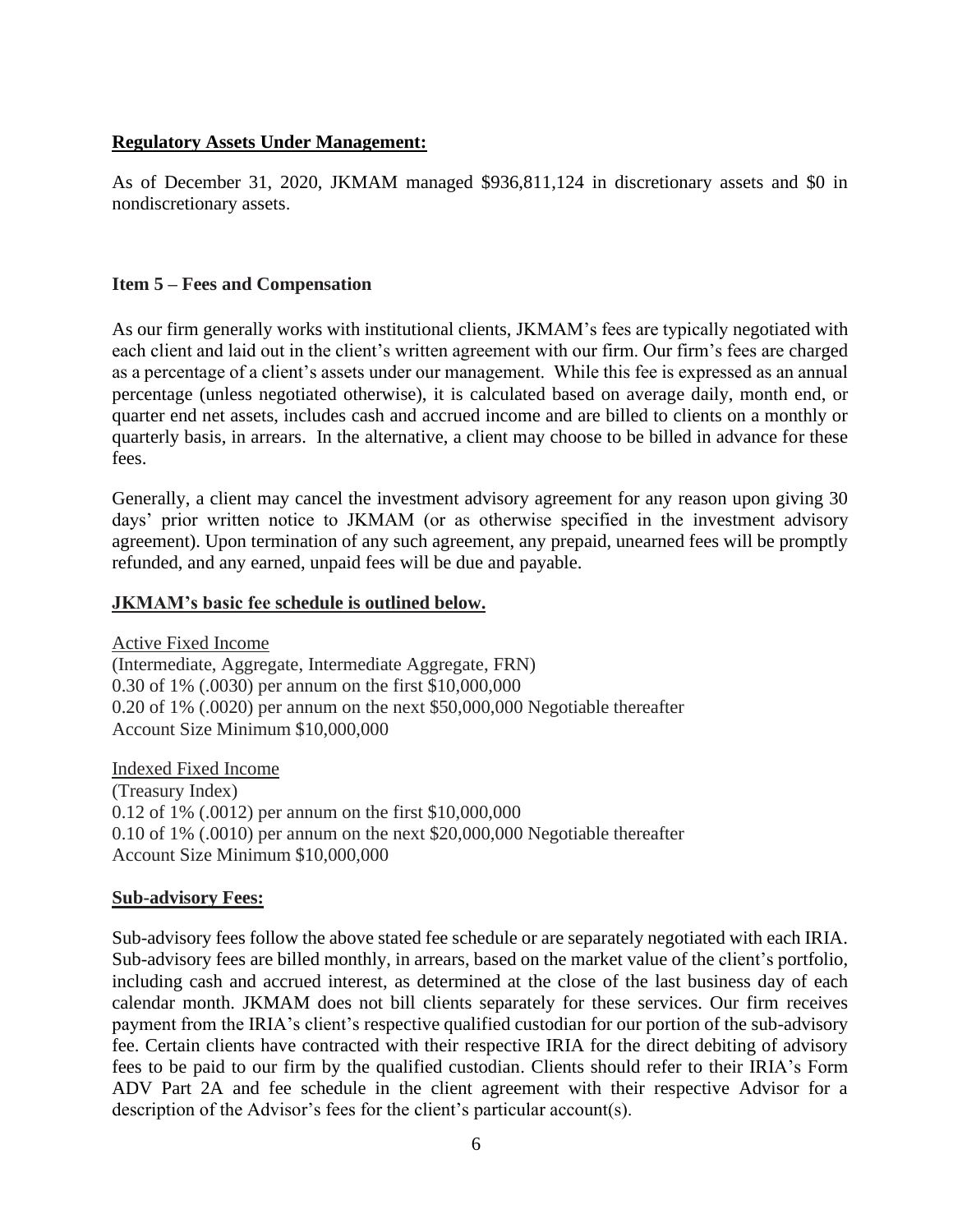**Regulatory Assets Under Management:**

As of December 31, 2020, JKMAM managed $936,811,124 in discretionary assets and $0 in nondiscretionary assets.

### Item 5 – Fees and Compensation

As our firm generally works with institutional clients, JKMAM's fees are typically negotiated with each client and laid out in the client's written agreement with our firm. Our firm's fees are charged as a percentage of a client's assets under our management. While this fee is expressed as an annual percentage (unless negotiated otherwise), it is calculated based on average daily, month end, or quarter end net assets, includes cash and accrued income and are billed to clients on a monthly or quarterly basis, in arrears. In the alternative, a client may choose to be billed in advance for these fees.

Generally, a client may cancel the investment advisory agreement for any reason upon giving 30 days' prior written notice to JKMAM (or as otherwise specified in the investment advisory agreement). Upon termination of any such agreement, any prepaid, unearned fees will be promptly refunded, and any earned, unpaid fees will be due and payable.

**JKMAM's basic fee schedule is outlined below.**

Active Fixed Income
(Intermediate, Aggregate, Intermediate Aggregate, FRN)
0.30 of 1% (.0030) per annum on the first $10,000,000
0.20 of 1% (.0020) per annum on the next $50,000,000 Negotiable thereafter
Account Size Minimum $10,000,000

Indexed Fixed Income
(Treasury Index)
0.12 of 1% (.0012) per annum on the first $10,000,000
0.10 of 1% (.0010) per annum on the next $20,000,000 Negotiable thereafter
Account Size Minimum $10,000,000

**Sub-advisory Fees:**

Sub-advisory fees follow the above stated fee schedule or are separately negotiated with each IRIA. Sub-advisory fees are billed monthly, in arrears, based on the market value of the client's portfolio, including cash and accrued interest, as determined at the close of the last business day of each calendar month. JKMAM does not bill clients separately for these services. Our firm receives payment from the IRIA's client's respective qualified custodian for our portion of the sub-advisory fee. Certain clients have contracted with their respective IRIA for the direct debiting of advisory fees to be paid to our firm by the qualified custodian. Clients should refer to their IRIA's Form ADV Part 2A and fee schedule in the client agreement with their respective Advisor for a description of the Advisor's fees for the client's particular account(s).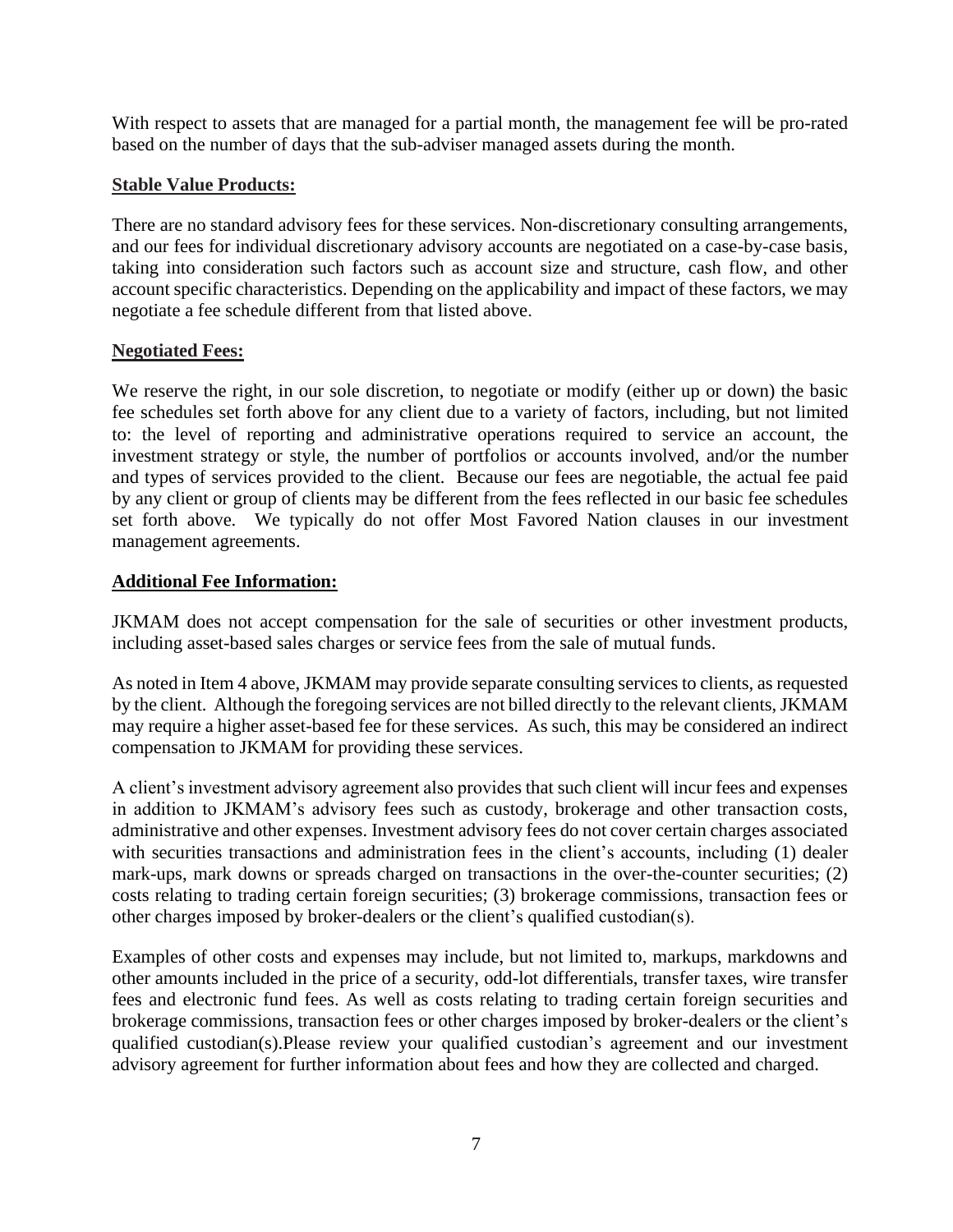With respect to assets that are managed for a partial month, the management fee will be pro-rated based on the number of days that the sub-adviser managed assets during the month.

**Stable Value Products:**

There are no standard advisory fees for these services. Non-discretionary consulting arrangements, and our fees for individual discretionary advisory accounts are negotiated on a case-by-case basis, taking into consideration such factors such as account size and structure, cash flow, and other account specific characteristics. Depending on the applicability and impact of these factors, we may negotiate a fee schedule different from that listed above.

**Negotiated Fees:**

We reserve the right, in our sole discretion, to negotiate or modify (either up or down) the basic fee schedules set forth above for any client due to a variety of factors, including, but not limited to: the level of reporting and administrative operations required to service an account, the investment strategy or style, the number of portfolios or accounts involved, and/or the number and types of services provided to the client. Because our fees are negotiable, the actual fee paid by any client or group of clients may be different from the fees reflected in our basic fee schedules set forth above. We typically do not offer Most Favored Nation clauses in our investment management agreements.

**Additional Fee Information:**

JKMAM does not accept compensation for the sale of securities or other investment products, including asset-based sales charges or service fees from the sale of mutual funds.

As noted in Item 4 above, JKMAM may provide separate consulting services to clients, as requested by the client. Although the foregoing services are not billed directly to the relevant clients, JKMAM may require a higher asset-based fee for these services. As such, this may be considered an indirect compensation to JKMAM for providing these services.

A client's investment advisory agreement also provides that such client will incur fees and expenses in addition to JKMAM's advisory fees such as custody, brokerage and other transaction costs, administrative and other expenses. Investment advisory fees do not cover certain charges associated with securities transactions and administration fees in the client's accounts, including (1) dealer mark-ups, mark downs or spreads charged on transactions in the over-the-counter securities; (2) costs relating to trading certain foreign securities; (3) brokerage commissions, transaction fees or other charges imposed by broker-dealers or the client's qualified custodian(s).

Examples of other costs and expenses may include, but not limited to, markups, markdowns and other amounts included in the price of a security, odd-lot differentials, transfer taxes, wire transfer fees and electronic fund fees. As well as costs relating to trading certain foreign securities and brokerage commissions, transaction fees or other charges imposed by broker-dealers or the client's qualified custodian(s).Please review your qualified custodian's agreement and our investment advisory agreement for further information about fees and how they are collected and charged.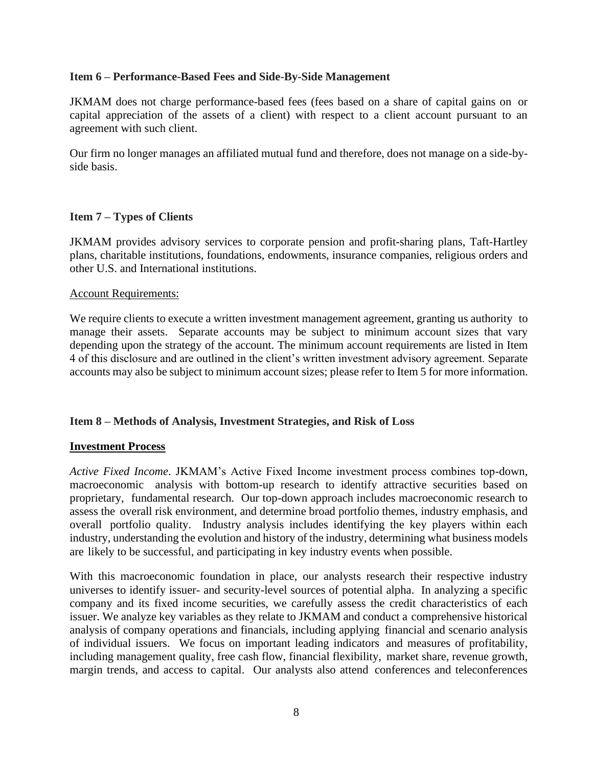### Item 6 – Performance-Based Fees and Side-By-Side Management

JKMAM does not charge performance-based fees (fees based on a share of capital gains on or capital appreciation of the assets of a client) with respect to a client account pursuant to an agreement with such client.

Our firm no longer manages an affiliated mutual fund and therefore, does not manage on a side-by-side basis.

### Item 7 – Types of Clients

JKMAM provides advisory services to corporate pension and profit-sharing plans, Taft-Hartley plans, charitable institutions, foundations, endowments, insurance companies, religious orders and other U.S. and International institutions.

Account Requirements:

We require clients to execute a written investment management agreement, granting us authority to manage their assets. Separate accounts may be subject to minimum account sizes that vary depending upon the strategy of the account. The minimum account requirements are listed in Item 4 of this disclosure and are outlined in the client's written investment advisory agreement. Separate accounts may also be subject to minimum account sizes; please refer to Item 5 for more information.

### Item 8 – Methods of Analysis, Investment Strategies, and Risk of Loss

**Investment Process**

*Active Fixed Income*. JKMAM's Active Fixed Income investment process combines top-down, macroeconomic analysis with bottom-up research to identify attractive securities based on proprietary, fundamental research. Our top-down approach includes macroeconomic research to assess the overall risk environment, and determine broad portfolio themes, industry emphasis, and overall portfolio quality. Industry analysis includes identifying the key players within each industry, understanding the evolution and history of the industry, determining what business models are likely to be successful, and participating in key industry events when possible.

With this macroeconomic foundation in place, our analysts research their respective industry universes to identify issuer- and security-level sources of potential alpha. In analyzing a specific company and its fixed income securities, we carefully assess the credit characteristics of each issuer. We analyze key variables as they relate to JKMAM and conduct a comprehensive historical analysis of company operations and financials, including applying financial and scenario analysis of individual issuers. We focus on important leading indicators and measures of profitability, including management quality, free cash flow, financial flexibility, market share, revenue growth, margin trends, and access to capital. Our analysts also attend conferences and teleconferences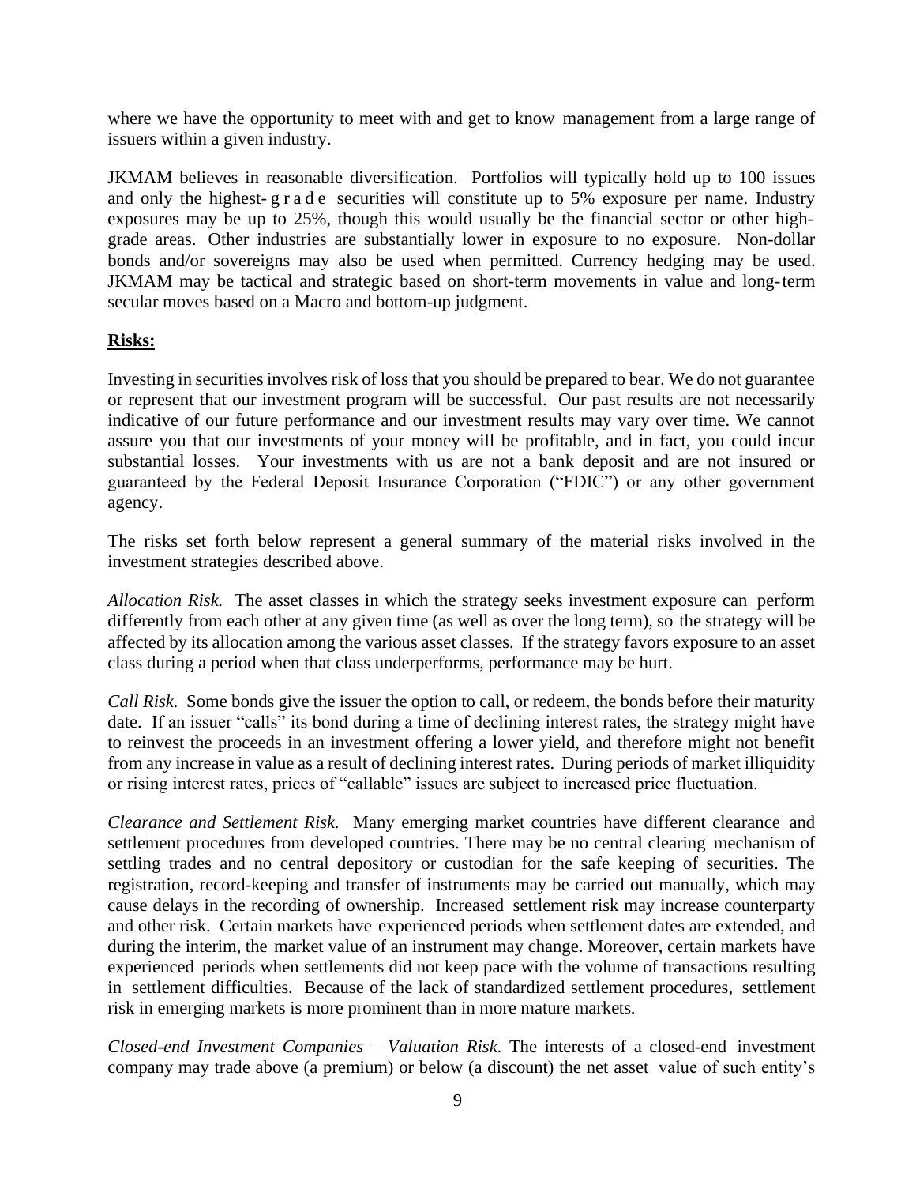where we have the opportunity to meet with and get to know management from a large range of issuers within a given industry.

JKMAM believes in reasonable diversification. Portfolios will typically hold up to 100 issues and only the highest-grade securities will constitute up to 5% exposure per name. Industry exposures may be up to 25%, though this would usually be the financial sector or other high-grade areas. Other industries are substantially lower in exposure to no exposure. Non-dollar bonds and/or sovereigns may also be used when permitted. Currency hedging may be used. JKMAM may be tactical and strategic based on short-term movements in value and long-term secular moves based on a Macro and bottom-up judgment.

**Risks:**

Investing in securities involves risk of loss that you should be prepared to bear. We do not guarantee or represent that our investment program will be successful. Our past results are not necessarily indicative of our future performance and our investment results may vary over time. We cannot assure you that our investments of your money will be profitable, and in fact, you could incur substantial losses. Your investments with us are not a bank deposit and are not insured or guaranteed by the Federal Deposit Insurance Corporation ("FDIC") or any other government agency.

The risks set forth below represent a general summary of the material risks involved in the investment strategies described above.

*Allocation Risk.* The asset classes in which the strategy seeks investment exposure can perform differently from each other at any given time (as well as over the long term), so the strategy will be affected by its allocation among the various asset classes. If the strategy favors exposure to an asset class during a period when that class underperforms, performance may be hurt.

*Call Risk.* Some bonds give the issuer the option to call, or redeem, the bonds before their maturity date. If an issuer "calls" its bond during a time of declining interest rates, the strategy might have to reinvest the proceeds in an investment offering a lower yield, and therefore might not benefit from any increase in value as a result of declining interest rates. During periods of market illiquidity or rising interest rates, prices of "callable" issues are subject to increased price fluctuation.

*Clearance and Settlement Risk.* Many emerging market countries have different clearance and settlement procedures from developed countries. There may be no central clearing mechanism of settling trades and no central depository or custodian for the safe keeping of securities. The registration, record-keeping and transfer of instruments may be carried out manually, which may cause delays in the recording of ownership. Increased settlement risk may increase counterparty and other risk. Certain markets have experienced periods when settlement dates are extended, and during the interim, the market value of an instrument may change. Moreover, certain markets have experienced periods when settlements did not keep pace with the volume of transactions resulting in settlement difficulties. Because of the lack of standardized settlement procedures, settlement risk in emerging markets is more prominent than in more mature markets.

*Closed-end Investment Companies – Valuation Risk.* The interests of a closed-end investment company may trade above (a premium) or below (a discount) the net asset value of such entity's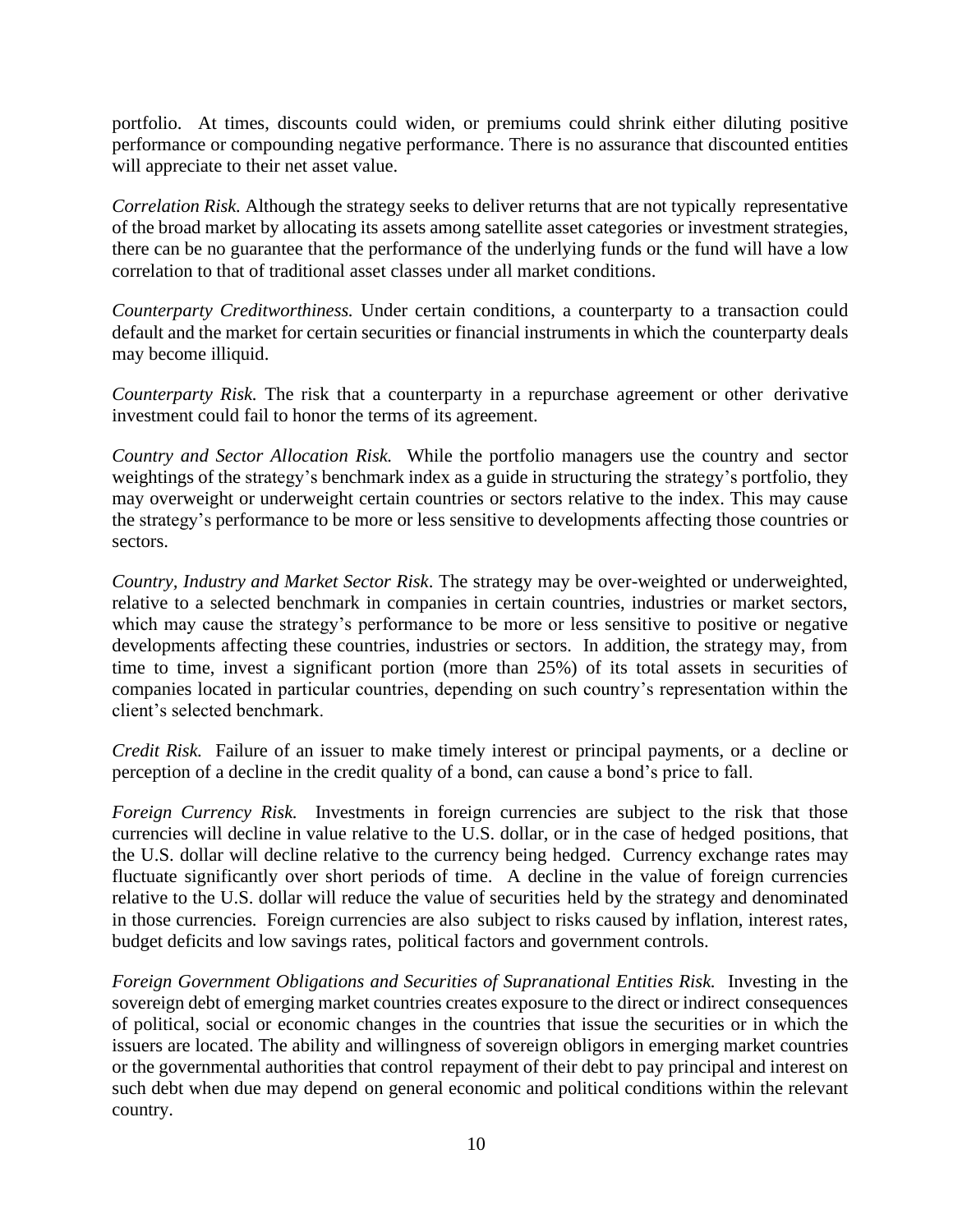portfolio. At times, discounts could widen, or premiums could shrink either diluting positive performance or compounding negative performance. There is no assurance that discounted entities will appreciate to their net asset value.

*Correlation Risk.* Although the strategy seeks to deliver returns that are not typically representative of the broad market by allocating its assets among satellite asset categories or investment strategies, there can be no guarantee that the performance of the underlying funds or the fund will have a low correlation to that of traditional asset classes under all market conditions.

*Counterparty Creditworthiness.* Under certain conditions, a counterparty to a transaction could default and the market for certain securities or financial instruments in which the counterparty deals may become illiquid.

*Counterparty Risk.* The risk that a counterparty in a repurchase agreement or other derivative investment could fail to honor the terms of its agreement.

*Country and Sector Allocation Risk.* While the portfolio managers use the country and sector weightings of the strategy's benchmark index as a guide in structuring the strategy's portfolio, they may overweight or underweight certain countries or sectors relative to the index. This may cause the strategy's performance to be more or less sensitive to developments affecting those countries or sectors.

*Country, Industry and Market Sector Risk*. The strategy may be over-weighted or underweighted, relative to a selected benchmark in companies in certain countries, industries or market sectors, which may cause the strategy's performance to be more or less sensitive to positive or negative developments affecting these countries, industries or sectors. In addition, the strategy may, from time to time, invest a significant portion (more than 25%) of its total assets in securities of companies located in particular countries, depending on such country's representation within the client's selected benchmark.

*Credit Risk.* Failure of an issuer to make timely interest or principal payments, or a decline or perception of a decline in the credit quality of a bond, can cause a bond's price to fall.

*Foreign Currency Risk.* Investments in foreign currencies are subject to the risk that those currencies will decline in value relative to the U.S. dollar, or in the case of hedged positions, that the U.S. dollar will decline relative to the currency being hedged. Currency exchange rates may fluctuate significantly over short periods of time. A decline in the value of foreign currencies relative to the U.S. dollar will reduce the value of securities held by the strategy and denominated in those currencies. Foreign currencies are also subject to risks caused by inflation, interest rates, budget deficits and low savings rates, political factors and government controls.

*Foreign Government Obligations and Securities of Supranational Entities Risk.* Investing in the sovereign debt of emerging market countries creates exposure to the direct or indirect consequences of political, social or economic changes in the countries that issue the securities or in which the issuers are located. The ability and willingness of sovereign obligors in emerging market countries or the governmental authorities that control repayment of their debt to pay principal and interest on such debt when due may depend on general economic and political conditions within the relevant country.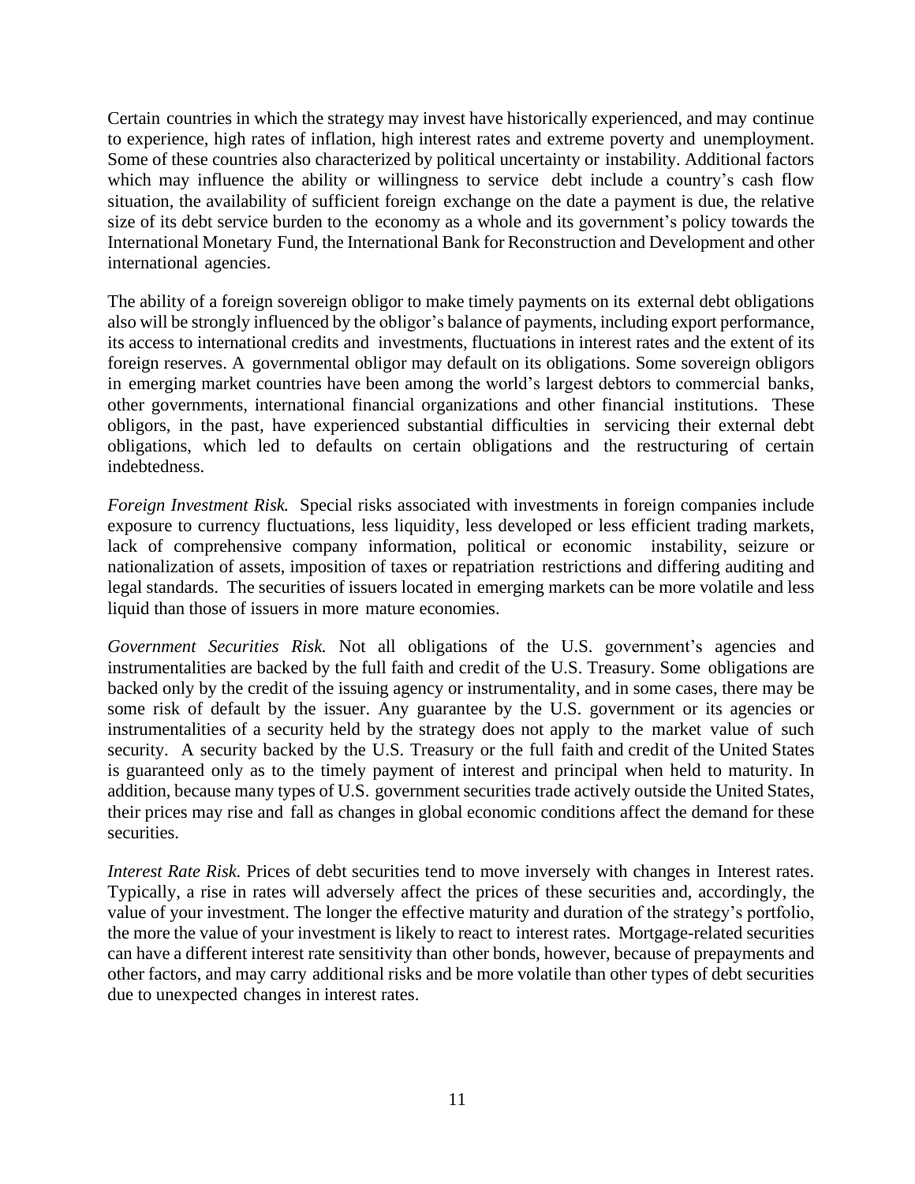Certain countries in which the strategy may invest have historically experienced, and may continue to experience, high rates of inflation, high interest rates and extreme poverty and unemployment. Some of these countries also characterized by political uncertainty or instability. Additional factors which may influence the ability or willingness to service debt include a country's cash flow situation, the availability of sufficient foreign exchange on the date a payment is due, the relative size of its debt service burden to the economy as a whole and its government's policy towards the International Monetary Fund, the International Bank for Reconstruction and Development and other international agencies.

The ability of a foreign sovereign obligor to make timely payments on its external debt obligations also will be strongly influenced by the obligor's balance of payments, including export performance, its access to international credits and investments, fluctuations in interest rates and the extent of its foreign reserves. A governmental obligor may default on its obligations. Some sovereign obligors in emerging market countries have been among the world's largest debtors to commercial banks, other governments, international financial organizations and other financial institutions. These obligors, in the past, have experienced substantial difficulties in servicing their external debt obligations, which led to defaults on certain obligations and the restructuring of certain indebtedness.

*Foreign Investment Risk.* Special risks associated with investments in foreign companies include exposure to currency fluctuations, less liquidity, less developed or less efficient trading markets, lack of comprehensive company information, political or economic instability, seizure or nationalization of assets, imposition of taxes or repatriation restrictions and differing auditing and legal standards. The securities of issuers located in emerging markets can be more volatile and less liquid than those of issuers in more mature economies.

*Government Securities Risk.* Not all obligations of the U.S. government's agencies and instrumentalities are backed by the full faith and credit of the U.S. Treasury. Some obligations are backed only by the credit of the issuing agency or instrumentality, and in some cases, there may be some risk of default by the issuer. Any guarantee by the U.S. government or its agencies or instrumentalities of a security held by the strategy does not apply to the market value of such security. A security backed by the U.S. Treasury or the full faith and credit of the United States is guaranteed only as to the timely payment of interest and principal when held to maturity. In addition, because many types of U.S. government securities trade actively outside the United States, their prices may rise and fall as changes in global economic conditions affect the demand for these securities.

*Interest Rate Risk.* Prices of debt securities tend to move inversely with changes in Interest rates. Typically, a rise in rates will adversely affect the prices of these securities and, accordingly, the value of your investment. The longer the effective maturity and duration of the strategy's portfolio, the more the value of your investment is likely to react to interest rates. Mortgage-related securities can have a different interest rate sensitivity than other bonds, however, because of prepayments and other factors, and may carry additional risks and be more volatile than other types of debt securities due to unexpected changes in interest rates.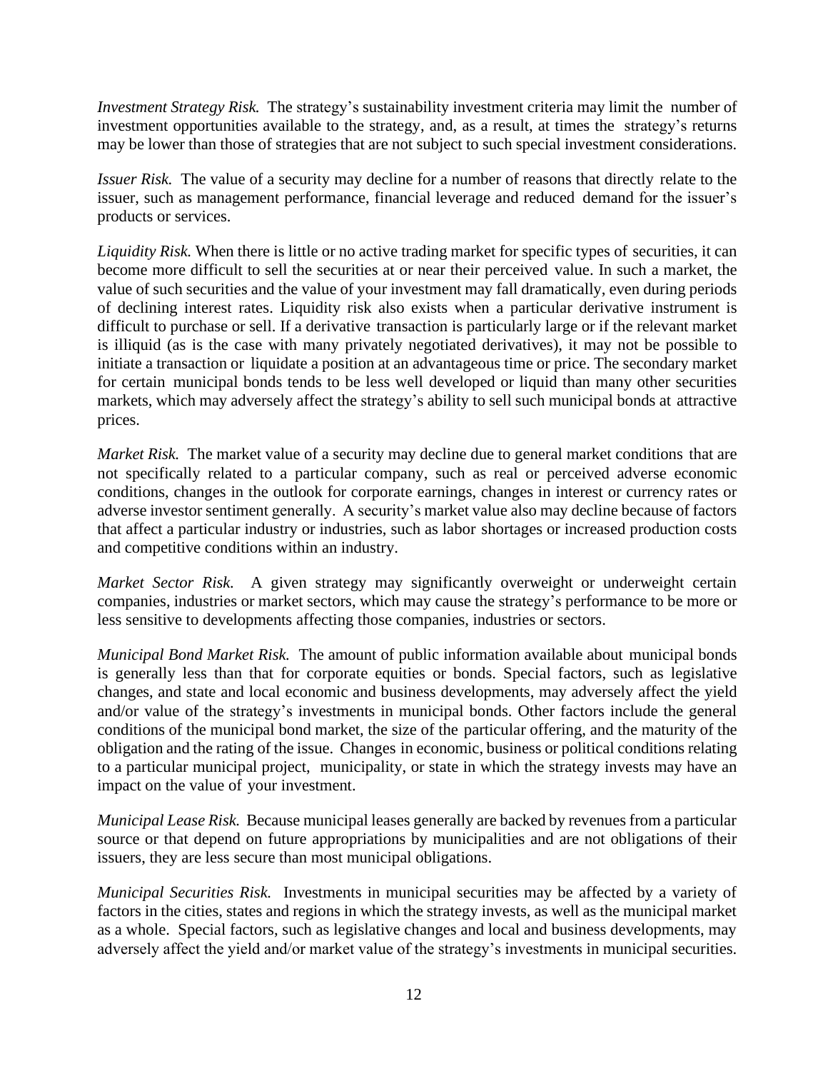*Investment Strategy Risk.* The strategy's sustainability investment criteria may limit the number of investment opportunities available to the strategy, and, as a result, at times the strategy's returns may be lower than those of strategies that are not subject to such special investment considerations.

*Issuer Risk.* The value of a security may decline for a number of reasons that directly relate to the issuer, such as management performance, financial leverage and reduced demand for the issuer's products or services.

*Liquidity Risk.* When there is little or no active trading market for specific types of securities, it can become more difficult to sell the securities at or near their perceived value. In such a market, the value of such securities and the value of your investment may fall dramatically, even during periods of declining interest rates. Liquidity risk also exists when a particular derivative instrument is difficult to purchase or sell. If a derivative transaction is particularly large or if the relevant market is illiquid (as is the case with many privately negotiated derivatives), it may not be possible to initiate a transaction or liquidate a position at an advantageous time or price. The secondary market for certain municipal bonds tends to be less well developed or liquid than many other securities markets, which may adversely affect the strategy's ability to sell such municipal bonds at attractive prices.

*Market Risk.* The market value of a security may decline due to general market conditions that are not specifically related to a particular company, such as real or perceived adverse economic conditions, changes in the outlook for corporate earnings, changes in interest or currency rates or adverse investor sentiment generally. A security's market value also may decline because of factors that affect a particular industry or industries, such as labor shortages or increased production costs and competitive conditions within an industry.

*Market Sector Risk.* A given strategy may significantly overweight or underweight certain companies, industries or market sectors, which may cause the strategy's performance to be more or less sensitive to developments affecting those companies, industries or sectors.

*Municipal Bond Market Risk.* The amount of public information available about municipal bonds is generally less than that for corporate equities or bonds. Special factors, such as legislative changes, and state and local economic and business developments, may adversely affect the yield and/or value of the strategy's investments in municipal bonds. Other factors include the general conditions of the municipal bond market, the size of the particular offering, and the maturity of the obligation and the rating of the issue. Changes in economic, business or political conditions relating to a particular municipal project, municipality, or state in which the strategy invests may have an impact on the value of your investment.

*Municipal Lease Risk.* Because municipal leases generally are backed by revenues from a particular source or that depend on future appropriations by municipalities and are not obligations of their issuers, they are less secure than most municipal obligations.

*Municipal Securities Risk.* Investments in municipal securities may be affected by a variety of factors in the cities, states and regions in which the strategy invests, as well as the municipal market as a whole. Special factors, such as legislative changes and local and business developments, may adversely affect the yield and/or market value of the strategy's investments in municipal securities.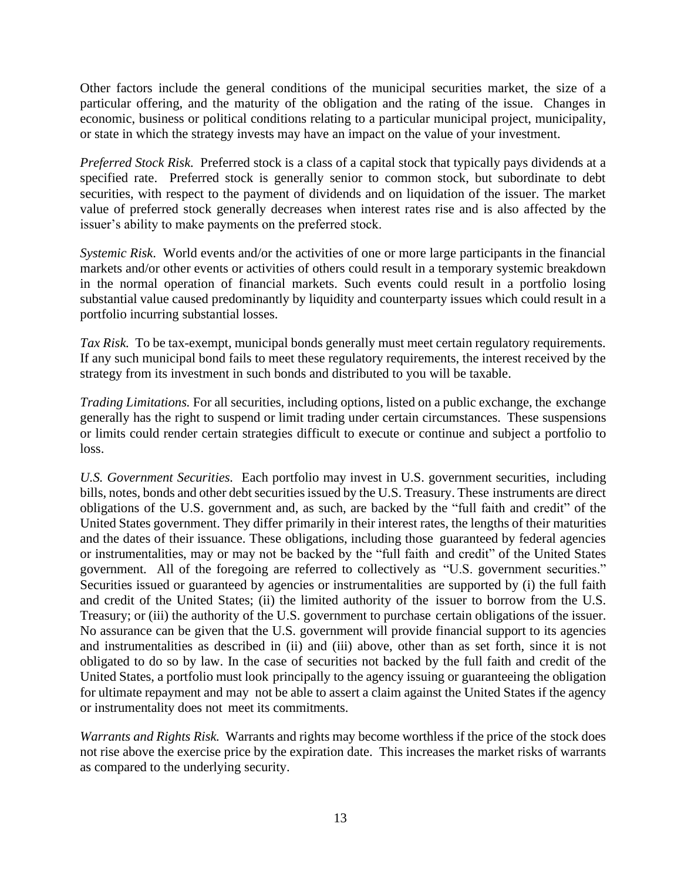Other factors include the general conditions of the municipal securities market, the size of a particular offering, and the maturity of the obligation and the rating of the issue. Changes in economic, business or political conditions relating to a particular municipal project, municipality, or state in which the strategy invests may have an impact on the value of your investment.

*Preferred Stock Risk.* Preferred stock is a class of a capital stock that typically pays dividends at a specified rate. Preferred stock is generally senior to common stock, but subordinate to debt securities, with respect to the payment of dividends and on liquidation of the issuer. The market value of preferred stock generally decreases when interest rates rise and is also affected by the issuer's ability to make payments on the preferred stock.

*Systemic Risk.* World events and/or the activities of one or more large participants in the financial markets and/or other events or activities of others could result in a temporary systemic breakdown in the normal operation of financial markets. Such events could result in a portfolio losing substantial value caused predominantly by liquidity and counterparty issues which could result in a portfolio incurring substantial losses.

*Tax Risk.* To be tax-exempt, municipal bonds generally must meet certain regulatory requirements. If any such municipal bond fails to meet these regulatory requirements, the interest received by the strategy from its investment in such bonds and distributed to you will be taxable.

*Trading Limitations.* For all securities, including options, listed on a public exchange, the exchange generally has the right to suspend or limit trading under certain circumstances. These suspensions or limits could render certain strategies difficult to execute or continue and subject a portfolio to loss.

*U.S. Government Securities.* Each portfolio may invest in U.S. government securities, including bills, notes, bonds and other debt securities issued by the U.S. Treasury. These instruments are direct obligations of the U.S. government and, as such, are backed by the "full faith and credit" of the United States government. They differ primarily in their interest rates, the lengths of their maturities and the dates of their issuance. These obligations, including those guaranteed by federal agencies or instrumentalities, may or may not be backed by the "full faith and credit" of the United States government. All of the foregoing are referred to collectively as "U.S. government securities." Securities issued or guaranteed by agencies or instrumentalities are supported by (i) the full faith and credit of the United States; (ii) the limited authority of the issuer to borrow from the U.S. Treasury; or (iii) the authority of the U.S. government to purchase certain obligations of the issuer. No assurance can be given that the U.S. government will provide financial support to its agencies and instrumentalities as described in (ii) and (iii) above, other than as set forth, since it is not obligated to do so by law. In the case of securities not backed by the full faith and credit of the United States, a portfolio must look principally to the agency issuing or guaranteeing the obligation for ultimate repayment and may not be able to assert a claim against the United States if the agency or instrumentality does not meet its commitments.

*Warrants and Rights Risk.* Warrants and rights may become worthless if the price of the stock does not rise above the exercise price by the expiration date. This increases the market risks of warrants as compared to the underlying security.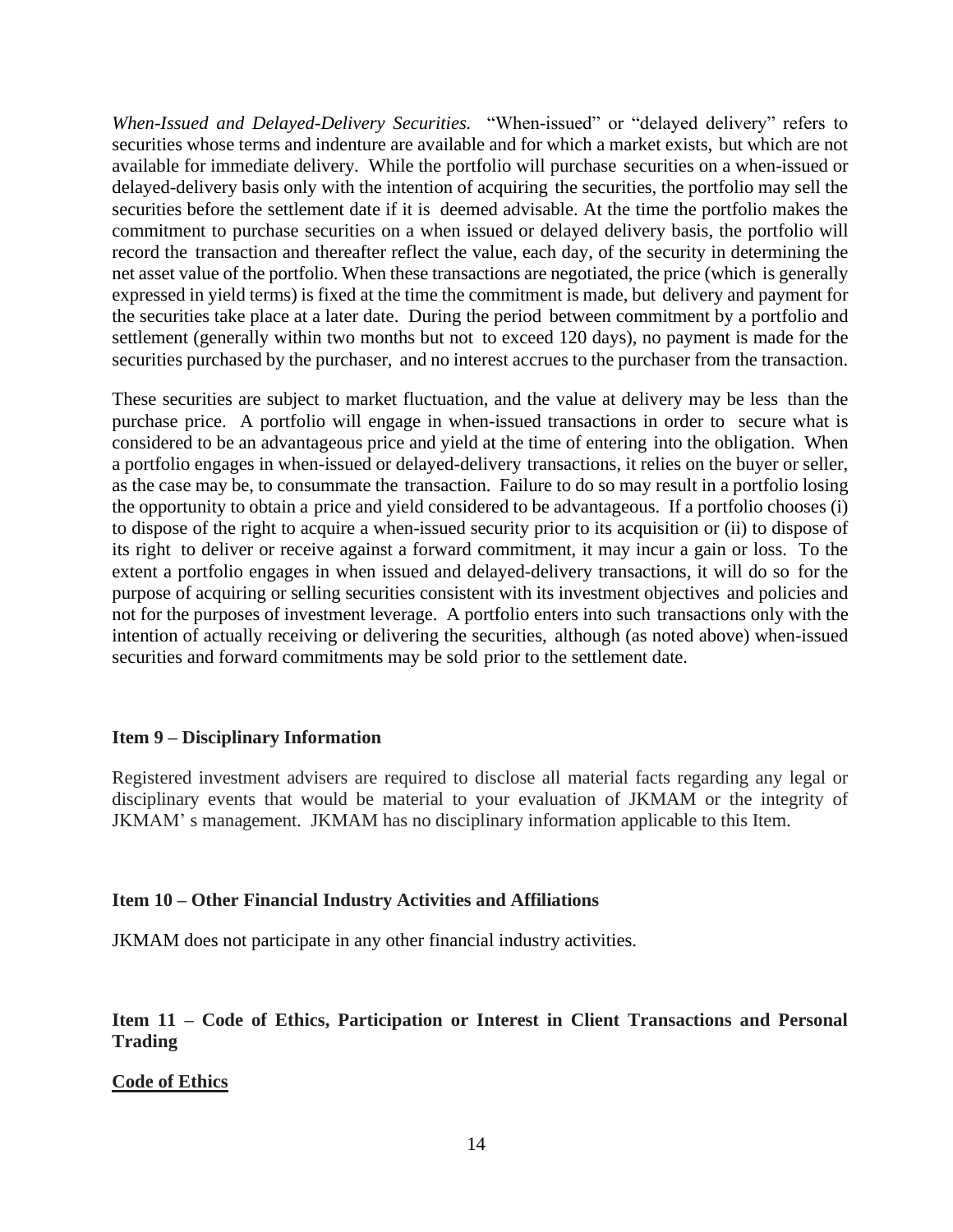*When-Issued and Delayed-Delivery Securities.* "When-issued" or "delayed delivery" refers to securities whose terms and indenture are available and for which a market exists, but which are not available for immediate delivery. While the portfolio will purchase securities on a when-issued or delayed-delivery basis only with the intention of acquiring the securities, the portfolio may sell the securities before the settlement date if it is deemed advisable. At the time the portfolio makes the commitment to purchase securities on a when issued or delayed delivery basis, the portfolio will record the transaction and thereafter reflect the value, each day, of the security in determining the net asset value of the portfolio. When these transactions are negotiated, the price (which is generally expressed in yield terms) is fixed at the time the commitment is made, but delivery and payment for the securities take place at a later date. During the period between commitment by a portfolio and settlement (generally within two months but not to exceed 120 days), no payment is made for the securities purchased by the purchaser, and no interest accrues to the purchaser from the transaction.

These securities are subject to market fluctuation, and the value at delivery may be less than the purchase price. A portfolio will engage in when-issued transactions in order to secure what is considered to be an advantageous price and yield at the time of entering into the obligation. When a portfolio engages in when-issued or delayed-delivery transactions, it relies on the buyer or seller, as the case may be, to consummate the transaction. Failure to do so may result in a portfolio losing the opportunity to obtain a price and yield considered to be advantageous. If a portfolio chooses (i) to dispose of the right to acquire a when-issued security prior to its acquisition or (ii) to dispose of its right to deliver or receive against a forward commitment, it may incur a gain or loss. To the extent a portfolio engages in when issued and delayed-delivery transactions, it will do so for the purpose of acquiring or selling securities consistent with its investment objectives and policies and not for the purposes of investment leverage. A portfolio enters into such transactions only with the intention of actually receiving or delivering the securities, although (as noted above) when-issued securities and forward commitments may be sold prior to the settlement date.

## Item 9 – Disciplinary Information

Registered investment advisers are required to disclose all material facts regarding any legal or disciplinary events that would be material to your evaluation of JKMAM or the integrity of JKMAM' s management. JKMAM has no disciplinary information applicable to this Item.

## Item 10 – Other Financial Industry Activities and Affiliations

JKMAM does not participate in any other financial industry activities.

## Item 11 – Code of Ethics, Participation or Interest in Client Transactions and Personal Trading

### Code of Ethics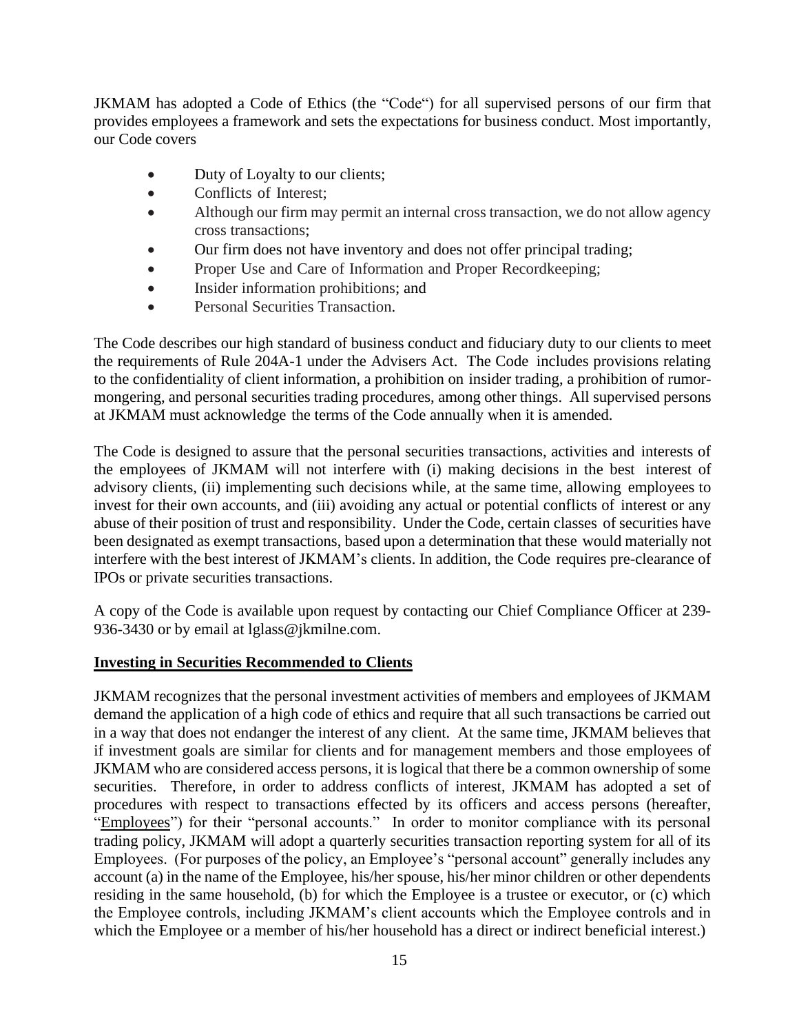JKMAM has adopted a Code of Ethics (the "Code") for all supervised persons of our firm that provides employees a framework and sets the expectations for business conduct. Most importantly, our Code covers

- Duty of Loyalty to our clients;
- Conflicts of Interest;
- Although our firm may permit an internal cross transaction, we do not allow agency cross transactions;
- Our firm does not have inventory and does not offer principal trading;
- Proper Use and Care of Information and Proper Recordkeeping;
- Insider information prohibitions; and
- Personal Securities Transaction.

The Code describes our high standard of business conduct and fiduciary duty to our clients to meet the requirements of Rule 204A-1 under the Advisers Act. The Code includes provisions relating to the confidentiality of client information, a prohibition on insider trading, a prohibition of rumor-mongering, and personal securities trading procedures, among other things. All supervised persons at JKMAM must acknowledge the terms of the Code annually when it is amended.

The Code is designed to assure that the personal securities transactions, activities and interests of the employees of JKMAM will not interfere with (i) making decisions in the best interest of advisory clients, (ii) implementing such decisions while, at the same time, allowing employees to invest for their own accounts, and (iii) avoiding any actual or potential conflicts of interest or any abuse of their position of trust and responsibility. Under the Code, certain classes of securities have been designated as exempt transactions, based upon a determination that these would materially not interfere with the best interest of JKMAM's clients. In addition, the Code requires pre-clearance of IPOs or private securities transactions.

A copy of the Code is available upon request by contacting our Chief Compliance Officer at 239-936-3430 or by email at lglass@jkmilne.com.

## Investing in Securities Recommended to Clients

JKMAM recognizes that the personal investment activities of members and employees of JKMAM demand the application of a high code of ethics and require that all such transactions be carried out in a way that does not endanger the interest of any client. At the same time, JKMAM believes that if investment goals are similar for clients and for management members and those employees of JKMAM who are considered access persons, it is logical that there be a common ownership of some securities. Therefore, in order to address conflicts of interest, JKMAM has adopted a set of procedures with respect to transactions effected by its officers and access persons (hereafter, "Employees") for their "personal accounts." In order to monitor compliance with its personal trading policy, JKMAM will adopt a quarterly securities transaction reporting system for all of its Employees. (For purposes of the policy, an Employee's "personal account" generally includes any account (a) in the name of the Employee, his/her spouse, his/her minor children or other dependents residing in the same household, (b) for which the Employee is a trustee or executor, or (c) which the Employee controls, including JKMAM's client accounts which the Employee controls and in which the Employee or a member of his/her household has a direct or indirect beneficial interest.)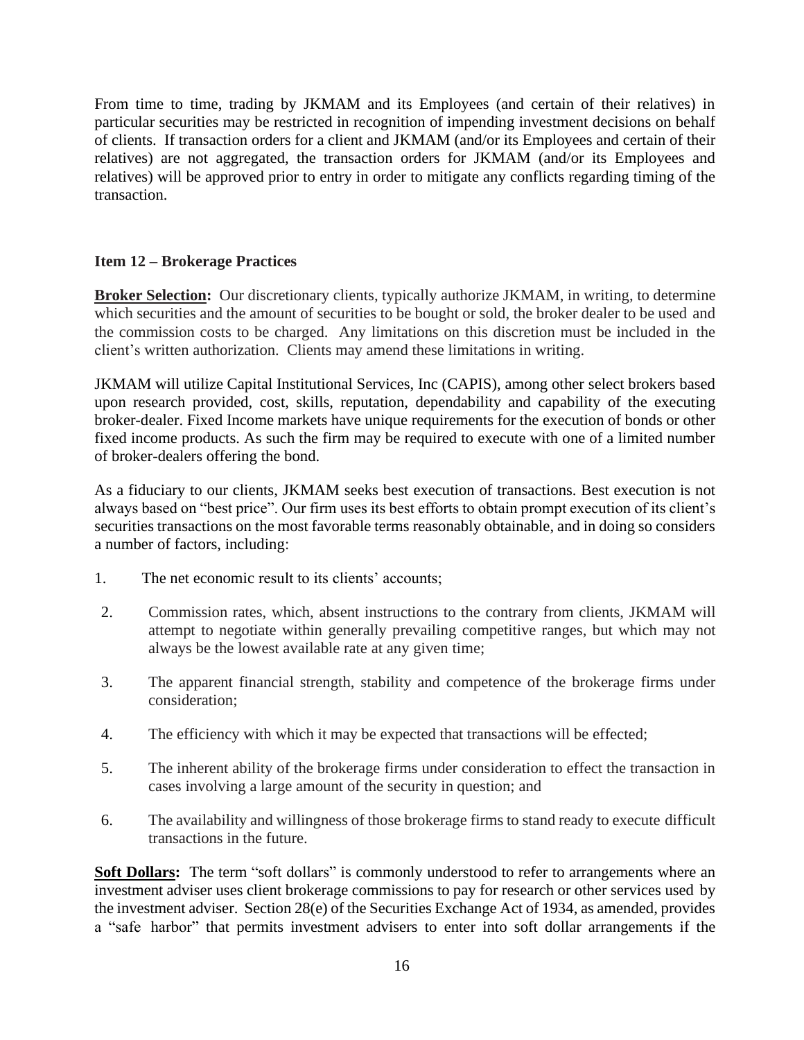From time to time, trading by JKMAM and its Employees (and certain of their relatives) in particular securities may be restricted in recognition of impending investment decisions on behalf of clients. If transaction orders for a client and JKMAM (and/or its Employees and certain of their relatives) are not aggregated, the transaction orders for JKMAM (and/or its Employees and relatives) will be approved prior to entry in order to mitigate any conflicts regarding timing of the transaction.

### Item 12 – Brokerage Practices

**Broker Selection:** Our discretionary clients, typically authorize JKMAM, in writing, to determine which securities and the amount of securities to be bought or sold, the broker dealer to be used and the commission costs to be charged. Any limitations on this discretion must be included in the client's written authorization. Clients may amend these limitations in writing.

JKMAM will utilize Capital Institutional Services, Inc (CAPIS), among other select brokers based upon research provided, cost, skills, reputation, dependability and capability of the executing broker-dealer. Fixed Income markets have unique requirements for the execution of bonds or other fixed income products. As such the firm may be required to execute with one of a limited number of broker-dealers offering the bond.

As a fiduciary to our clients, JKMAM seeks best execution of transactions. Best execution is not always based on "best price". Our firm uses its best efforts to obtain prompt execution of its client's securities transactions on the most favorable terms reasonably obtainable, and in doing so considers a number of factors, including:

1. The net economic result to its clients' accounts;
2. Commission rates, which, absent instructions to the contrary from clients, JKMAM will attempt to negotiate within generally prevailing competitive ranges, but which may not always be the lowest available rate at any given time;
3. The apparent financial strength, stability and competence of the brokerage firms under consideration;
4. The efficiency with which it may be expected that transactions will be effected;
5. The inherent ability of the brokerage firms under consideration to effect the transaction in cases involving a large amount of the security in question; and
6. The availability and willingness of those brokerage firms to stand ready to execute difficult transactions in the future.

**Soft Dollars:** The term "soft dollars" is commonly understood to refer to arrangements where an investment adviser uses client brokerage commissions to pay for research or other services used by the investment adviser. Section 28(e) of the Securities Exchange Act of 1934, as amended, provides a "safe harbor" that permits investment advisers to enter into soft dollar arrangements if the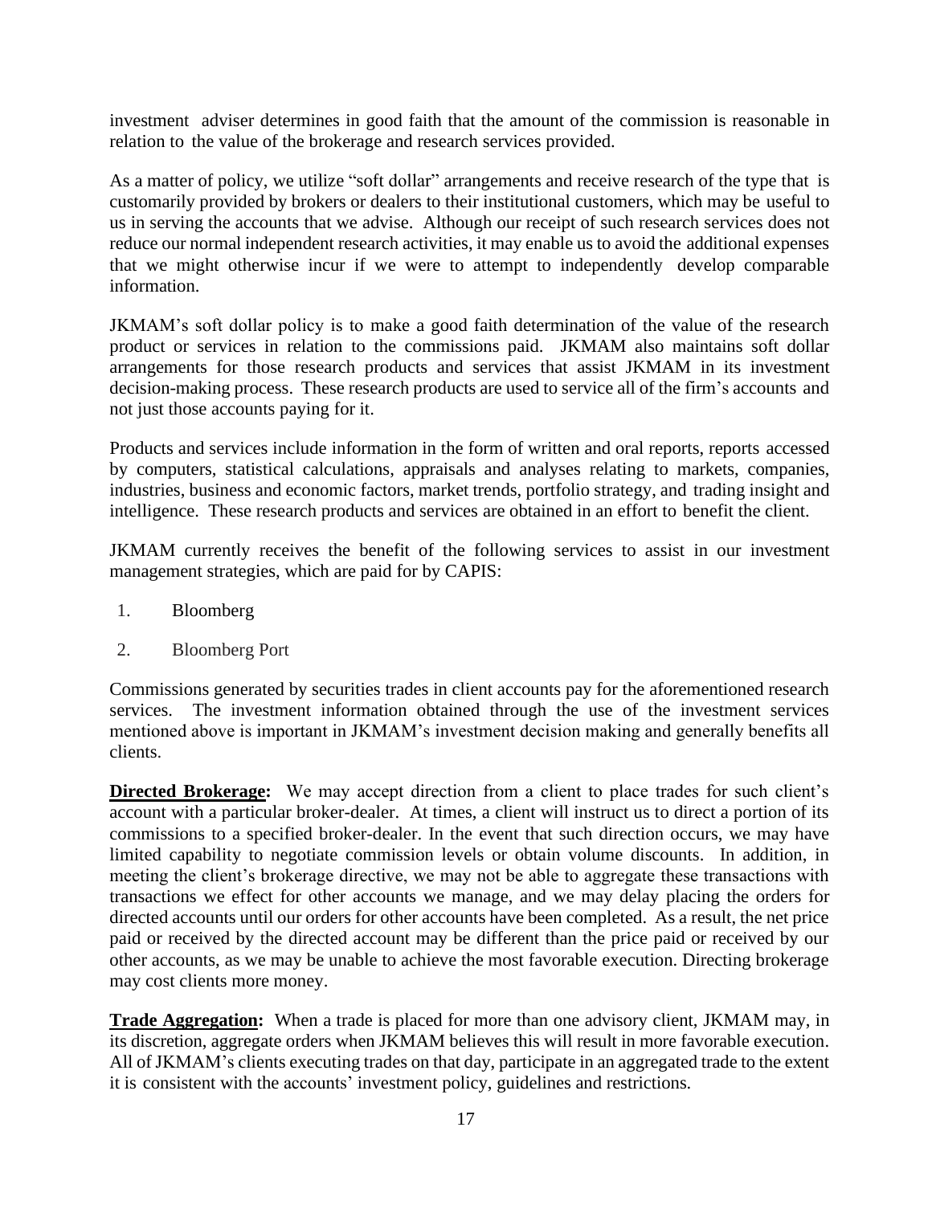investment adviser determines in good faith that the amount of the commission is reasonable in relation to the value of the brokerage and research services provided.

As a matter of policy, we utilize "soft dollar" arrangements and receive research of the type that is customarily provided by brokers or dealers to their institutional customers, which may be useful to us in serving the accounts that we advise. Although our receipt of such research services does not reduce our normal independent research activities, it may enable us to avoid the additional expenses that we might otherwise incur if we were to attempt to independently develop comparable information.

JKMAM's soft dollar policy is to make a good faith determination of the value of the research product or services in relation to the commissions paid. JKMAM also maintains soft dollar arrangements for those research products and services that assist JKMAM in its investment decision-making process. These research products are used to service all of the firm's accounts and not just those accounts paying for it.

Products and services include information in the form of written and oral reports, reports accessed by computers, statistical calculations, appraisals and analyses relating to markets, companies, industries, business and economic factors, market trends, portfolio strategy, and trading insight and intelligence. These research products and services are obtained in an effort to benefit the client.

JKMAM currently receives the benefit of the following services to assist in our investment management strategies, which are paid for by CAPIS:

1. Bloomberg
2. Bloomberg Port

Commissions generated by securities trades in client accounts pay for the aforementioned research services. The investment information obtained through the use of the investment services mentioned above is important in JKMAM's investment decision making and generally benefits all clients.

**Directed Brokerage:** We may accept direction from a client to place trades for such client's account with a particular broker-dealer. At times, a client will instruct us to direct a portion of its commissions to a specified broker-dealer. In the event that such direction occurs, we may have limited capability to negotiate commission levels or obtain volume discounts. In addition, in meeting the client's brokerage directive, we may not be able to aggregate these transactions with transactions we effect for other accounts we manage, and we may delay placing the orders for directed accounts until our orders for other accounts have been completed. As a result, the net price paid or received by the directed account may be different than the price paid or received by our other accounts, as we may be unable to achieve the most favorable execution. Directing brokerage may cost clients more money.

**Trade Aggregation:** When a trade is placed for more than one advisory client, JKMAM may, in its discretion, aggregate orders when JKMAM believes this will result in more favorable execution. All of JKMAM's clients executing trades on that day, participate in an aggregated trade to the extent it is consistent with the accounts' investment policy, guidelines and restrictions.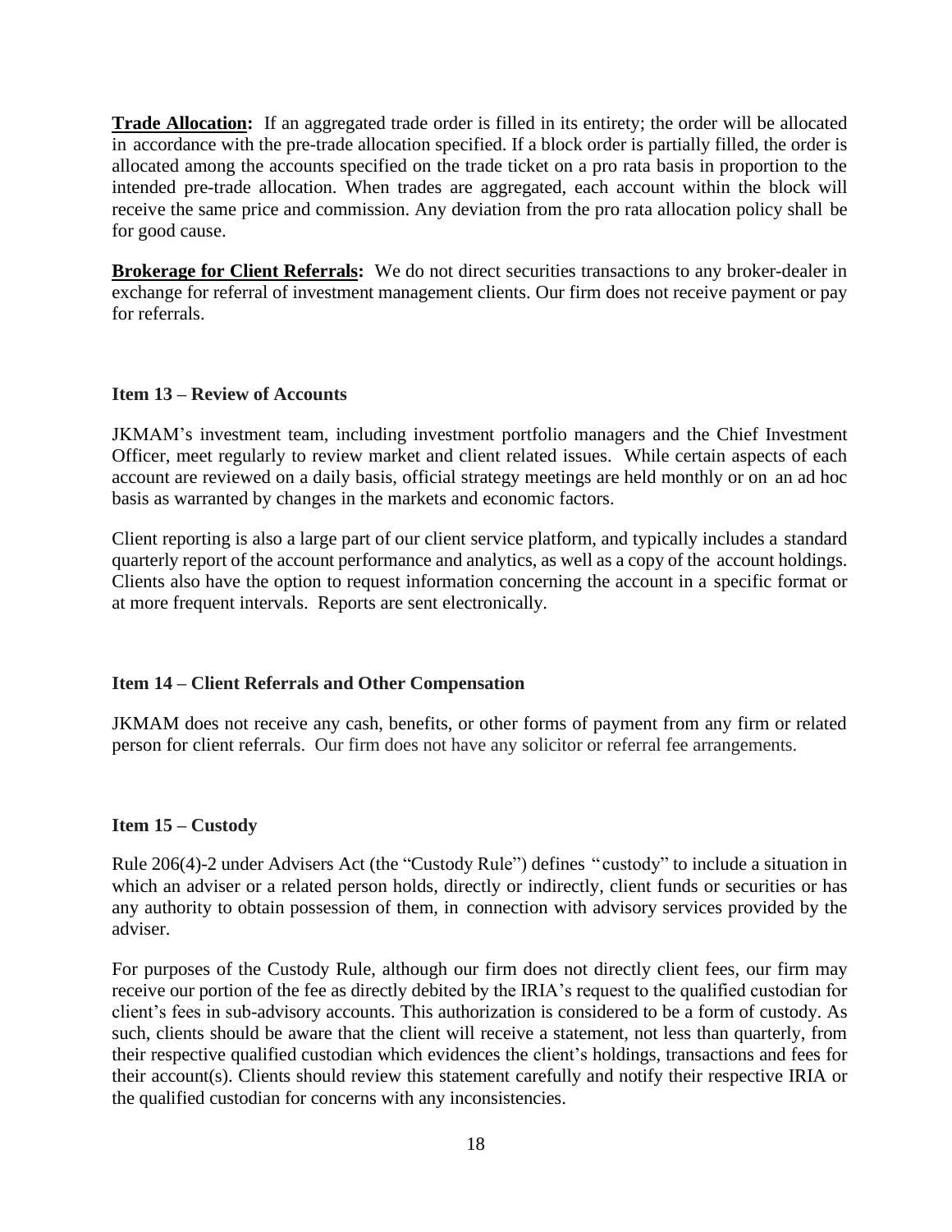**Trade Allocation:** If an aggregated trade order is filled in its entirety; the order will be allocated in accordance with the pre-trade allocation specified. If a block order is partially filled, the order is allocated among the accounts specified on the trade ticket on a pro rata basis in proportion to the intended pre-trade allocation. When trades are aggregated, each account within the block will receive the same price and commission. Any deviation from the pro rata allocation policy shall be for good cause.

**Brokerage for Client Referrals:** We do not direct securities transactions to any broker-dealer in exchange for referral of investment management clients. Our firm does not receive payment or pay for referrals.

### Item 13 – Review of Accounts

JKMAM's investment team, including investment portfolio managers and the Chief Investment Officer, meet regularly to review market and client related issues. While certain aspects of each account are reviewed on a daily basis, official strategy meetings are held monthly or on an ad hoc basis as warranted by changes in the markets and economic factors.

Client reporting is also a large part of our client service platform, and typically includes a standard quarterly report of the account performance and analytics, as well as a copy of the account holdings. Clients also have the option to request information concerning the account in a specific format or at more frequent intervals. Reports are sent electronically.

### Item 14 – Client Referrals and Other Compensation

JKMAM does not receive any cash, benefits, or other forms of payment from any firm or related person for client referrals. Our firm does not have any solicitor or referral fee arrangements.

### Item 15 – Custody

Rule 206(4)-2 under Advisers Act (the "Custody Rule") defines "custody" to include a situation in which an adviser or a related person holds, directly or indirectly, client funds or securities or has any authority to obtain possession of them, in connection with advisory services provided by the adviser.

For purposes of the Custody Rule, although our firm does not directly client fees, our firm may receive our portion of the fee as directly debited by the IRIA's request to the qualified custodian for client's fees in sub-advisory accounts. This authorization is considered to be a form of custody. As such, clients should be aware that the client will receive a statement, not less than quarterly, from their respective qualified custodian which evidences the client's holdings, transactions and fees for their account(s). Clients should review this statement carefully and notify their respective IRIA or the qualified custodian for concerns with any inconsistencies.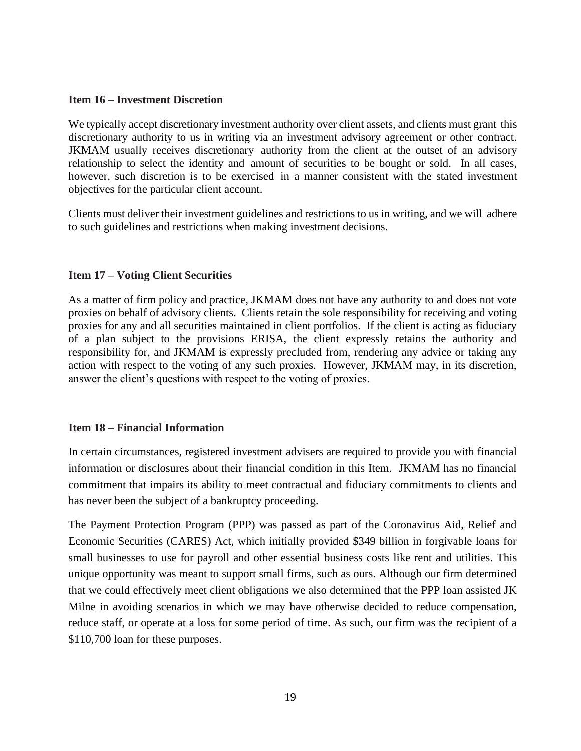### Item 16 – Investment Discretion

We typically accept discretionary investment authority over client assets, and clients must grant this discretionary authority to us in writing via an investment advisory agreement or other contract. JKMAM usually receives discretionary authority from the client at the outset of an advisory relationship to select the identity and amount of securities to be bought or sold. In all cases, however, such discretion is to be exercised in a manner consistent with the stated investment objectives for the particular client account.

Clients must deliver their investment guidelines and restrictions to us in writing, and we will adhere to such guidelines and restrictions when making investment decisions.

### Item 17 – Voting Client Securities

As a matter of firm policy and practice, JKMAM does not have any authority to and does not vote proxies on behalf of advisory clients. Clients retain the sole responsibility for receiving and voting proxies for any and all securities maintained in client portfolios. If the client is acting as fiduciary of a plan subject to the provisions ERISA, the client expressly retains the authority and responsibility for, and JKMAM is expressly precluded from, rendering any advice or taking any action with respect to the voting of any such proxies. However, JKMAM may, in its discretion, answer the client's questions with respect to the voting of proxies.

### Item 18 – Financial Information

In certain circumstances, registered investment advisers are required to provide you with financial information or disclosures about their financial condition in this Item. JKMAM has no financial commitment that impairs its ability to meet contractual and fiduciary commitments to clients and has never been the subject of a bankruptcy proceeding.

The Payment Protection Program (PPP) was passed as part of the Coronavirus Aid, Relief and Economic Securities (CARES) Act, which initially provided $349 billion in forgivable loans for small businesses to use for payroll and other essential business costs like rent and utilities. This unique opportunity was meant to support small firms, such as ours. Although our firm determined that we could effectively meet client obligations we also determined that the PPP loan assisted JK Milne in avoiding scenarios in which we may have otherwise decided to reduce compensation, reduce staff, or operate at a loss for some period of time. As such, our firm was the recipient of a $110,700 loan for these purposes.